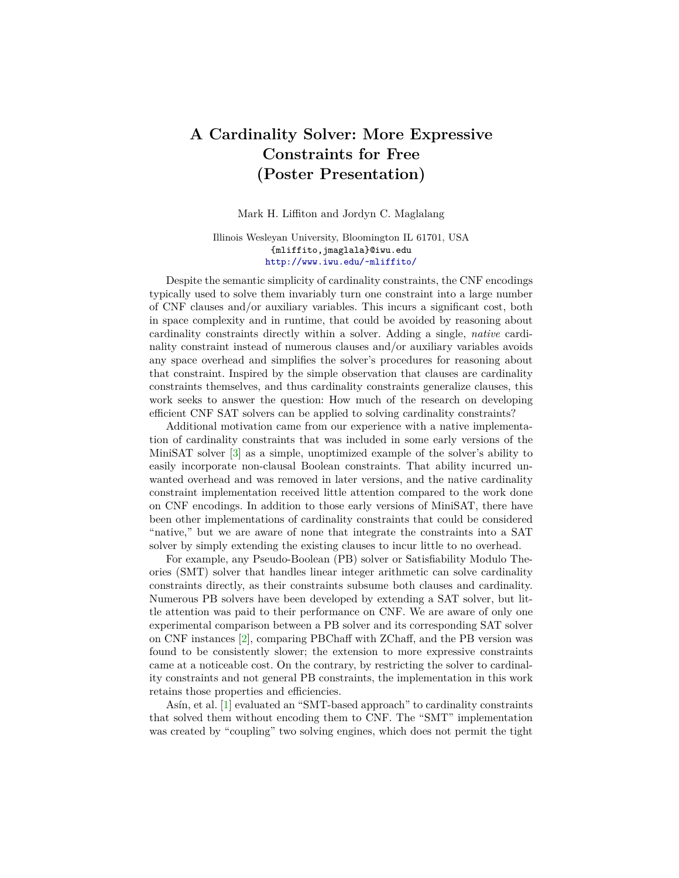# A Cardinality Solver: More Expressive Constraints for Free (Poster Presentation)

Mark H. Liffiton and Jordyn C. Maglalang

Illinois Wesleyan University, Bloomington IL 61701, USA
{mliffito,jmaglala}@iwu.edu
http://www.iwu.edu/~mliffito/

Despite the semantic simplicity of cardinality constraints, the CNF encodings typically used to solve them invariably turn one constraint into a large number of CNF clauses and/or auxiliary variables. This incurs a significant cost, both in space complexity and in runtime, that could be avoided by reasoning about cardinality constraints directly within a solver. Adding a single, *native* cardinality constraint instead of numerous clauses and/or auxiliary variables avoids any space overhead and simplifies the solver's procedures for reasoning about that constraint. Inspired by the simple observation that clauses are cardinality constraints themselves, and thus cardinality constraints generalize clauses, this work seeks to answer the question: How much of the research on developing efficient CNF SAT solvers can be applied to solving cardinality constraints?

Additional motivation came from our experience with a native implementation of cardinality constraints that was included in some early versions of the MiniSAT solver [3] as a simple, unoptimized example of the solver's ability to easily incorporate non-clausal Boolean constraints. That ability incurred unwanted overhead and was removed in later versions, and the native cardinality constraint implementation received little attention compared to the work done on CNF encodings. In addition to those early versions of MiniSAT, there have been other implementations of cardinality constraints that could be considered "native," but we are aware of none that integrate the constraints into a SAT solver by simply extending the existing clauses to incur little to no overhead.

For example, any Pseudo-Boolean (PB) solver or Satisfiability Modulo Theories (SMT) solver that handles linear integer arithmetic can solve cardinality constraints directly, as their constraints subsume both clauses and cardinality. Numerous PB solvers have been developed by extending a SAT solver, but little attention was paid to their performance on CNF. We are aware of only one experimental comparison between a PB solver and its corresponding SAT solver on CNF instances [2], comparing PBChaff with ZChaff, and the PB version was found to be consistently slower; the extension to more expressive constraints came at a noticeable cost. On the contrary, by restricting the solver to cardinality constraints and not general PB constraints, the implementation in this work retains those properties and efficiencies.

Asín, et al. [1] evaluated an "SMT-based approach" to cardinality constraints that solved them without encoding them to CNF. The "SMT" implementation was created by "coupling" two solving engines, which does not permit the tight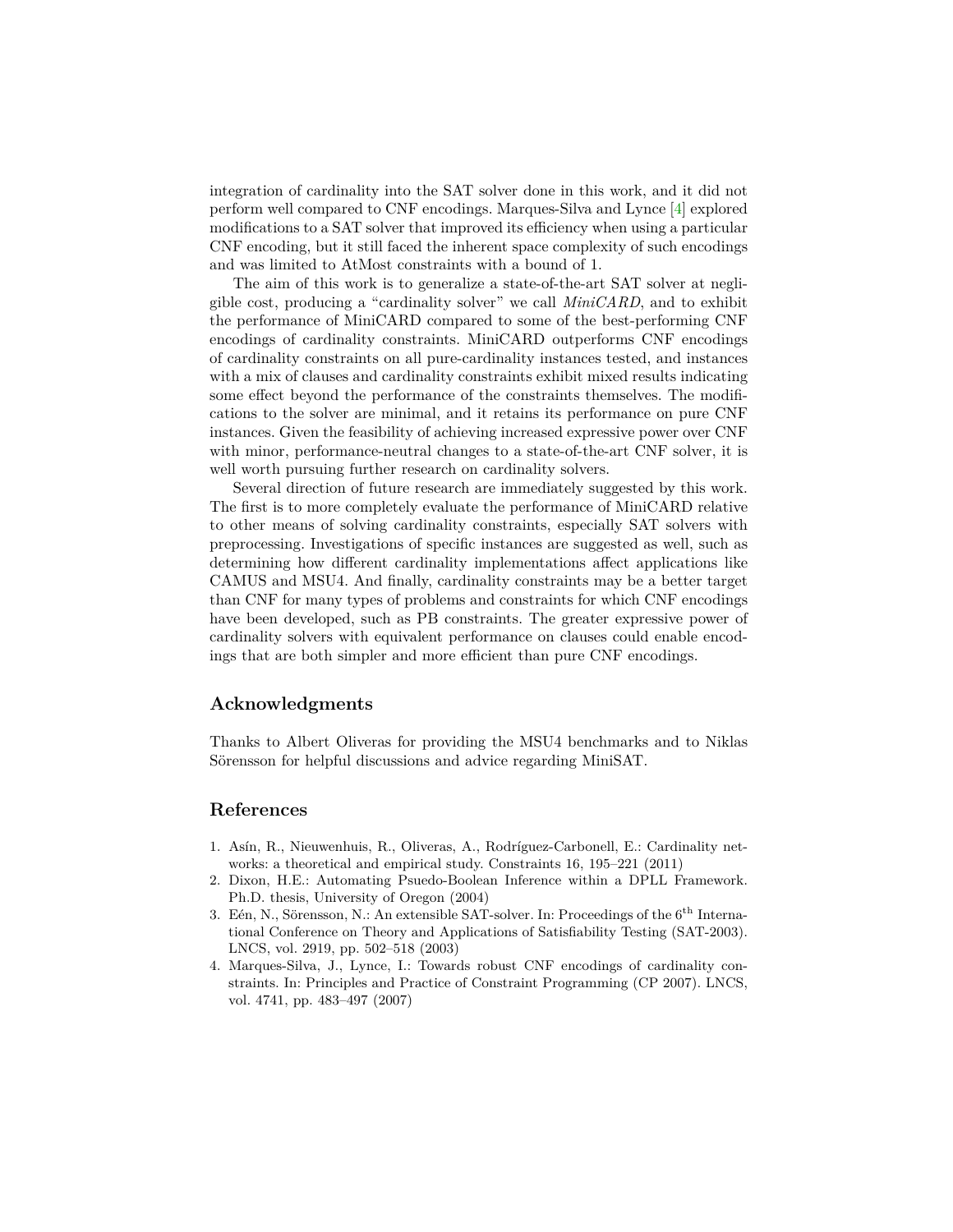integration of cardinality into the SAT solver done in this work, and it did not perform well compared to CNF encodings. Marques-Silva and Lynce [4] explored modifications to a SAT solver that improved its efficiency when using a particular CNF encoding, but it still faced the inherent space complexity of such encodings and was limited to AtMost constraints with a bound of 1.

The aim of this work is to generalize a state-of-the-art SAT solver at negligible cost, producing a "cardinality solver" we call *MiniCARD*, and to exhibit the performance of MiniCARD compared to some of the best-performing CNF encodings of cardinality constraints. MiniCARD outperforms CNF encodings of cardinality constraints on all pure-cardinality instances tested, and instances with a mix of clauses and cardinality constraints exhibit mixed results indicating some effect beyond the performance of the constraints themselves. The modifications to the solver are minimal, and it retains its performance on pure CNF instances. Given the feasibility of achieving increased expressive power over CNF with minor, performance-neutral changes to a state-of-the-art CNF solver, it is well worth pursuing further research on cardinality solvers.

Several direction of future research are immediately suggested by this work. The first is to more completely evaluate the performance of MiniCARD relative to other means of solving cardinality constraints, especially SAT solvers with preprocessing. Investigations of specific instances are suggested as well, such as determining how different cardinality implementations affect applications like CAMUS and MSU4. And finally, cardinality constraints may be a better target than CNF for many types of problems and constraints for which CNF encodings have been developed, such as PB constraints. The greater expressive power of cardinality solvers with equivalent performance on clauses could enable encodings that are both simpler and more efficient than pure CNF encodings.

## Acknowledgments

Thanks to Albert Oliveras for providing the MSU4 benchmarks and to Niklas Sörensson for helpful discussions and advice regarding MiniSAT.

## References

1. Asín, R., Nieuwenhuis, R., Oliveras, A., Rodríguez-Carbonell, E.: Cardinality networks: a theoretical and empirical study. Constraints 16, 195–221 (2011)
2. Dixon, H.E.: Automating Psuedo-Boolean Inference within a DPLL Framework. Ph.D. thesis, University of Oregon (2004)
3. Eén, N., Sörensson, N.: An extensible SAT-solver. In: Proceedings of the 6th International Conference on Theory and Applications of Satisfiability Testing (SAT-2003). LNCS, vol. 2919, pp. 502–518 (2003)
4. Marques-Silva, J., Lynce, I.: Towards robust CNF encodings of cardinality constraints. In: Principles and Practice of Constraint Programming (CP 2007). LNCS, vol. 4741, pp. 483–497 (2007)